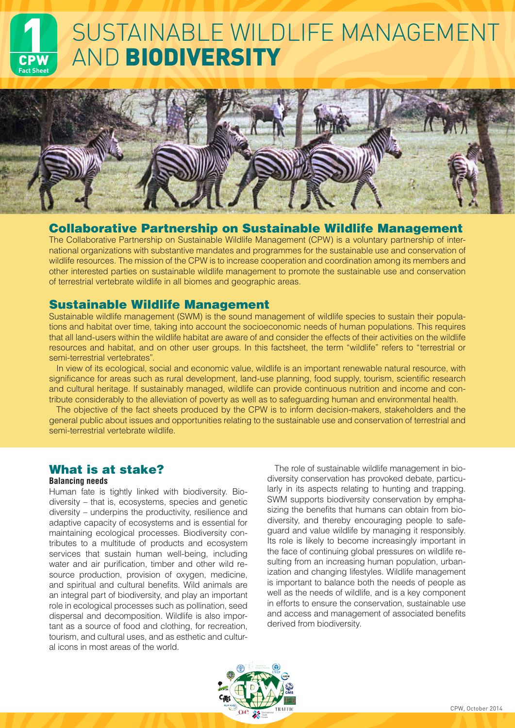# SUSTAINABLE WILDLIFE MANAGEMENT AND **BIODIVERSITY**

1 CPW Fact Sheet

## Collaborative Partnership on Sustainable Wildlife Management

The Collaborative Partnership on Sustainable Wildlife Management (CPW) is a voluntary partnership of international organizations with substantive mandates and programmes for the sustainable use and conservation of wildlife resources. The mission of the CPW is to increase cooperation and coordination among its members and other interested parties on sustainable wildlife management to promote the sustainable use and conservation of terrestrial vertebrate wildlife in all biomes and geographic areas.

## Sustainable Wildlife Management

Sustainable wildlife management (SWM) is the sound management of wildlife species to sustain their populations and habitat over time, taking into account the socioeconomic needs of human populations. This requires that all land-users within the wildlife habitat are aware of and consider the effects of their activities on the wildlife resources and habitat, and on other user groups. In this factsheet, the term "wildlife" refers to "terrestrial or semi-terrestrial vertebrates".

In view of its ecological, social and economic value, wildlife is an important renewable natural resource, with significance for areas such as rural development, land-use planning, food supply, tourism, scientific research and cultural heritage. If sustainably managed, wildlife can provide continuous nutrition and income and contribute considerably to the alleviation of poverty as well as to safeguarding human and environmental health.

The objective of the fact sheets produced by the CPW is to inform decision-makers, stakeholders and the general public about issues and opportunities relating to the sustainable use and conservation of terrestrial and semi-terrestrial vertebrate wildlife.

## What is at stake?

### Balancing needs

Human fate is tightly linked with biodiversity. Biodiversity – that is, ecosystems, species and genetic diversity – underpins the productivity, resilience and adaptive capacity of ecosystems and is essential for maintaining ecological processes. Biodiversity contributes to a multitude of products and ecosystem services that sustain human well-being, including water and air purification, timber and other wild resource production, provision of oxygen, medicine, and spiritual and cultural benefits. Wild animals are an integral part of biodiversity, and play an important role in ecological processes such as pollination, seed dispersal and decomposition. Wildlife is also important as a source of food and clothing, for recreation, tourism, and cultural uses, and as esthetic and cultural icons in most areas of the world.

The role of sustainable wildlife management in biodiversity conservation has provoked debate, particularly in its aspects relating to hunting and trapping. SWM supports biodiversity conservation by emphasizing the benefits that humans can obtain from biodiversity, and thereby encouraging people to safeguard and value wildlife by managing it responsibly. Its role is likely to become increasingly important in the face of continuing global pressures on wildlife resulting from an increasing human population, urbanization and changing lifestyles. Wildlife management is important to balance both the needs of people as well as the needs of wildlife, and is a key component in efforts to ensure the conservation, sustainable use and access and management of associated benefits derived from biodiversity.

CPW, October 2014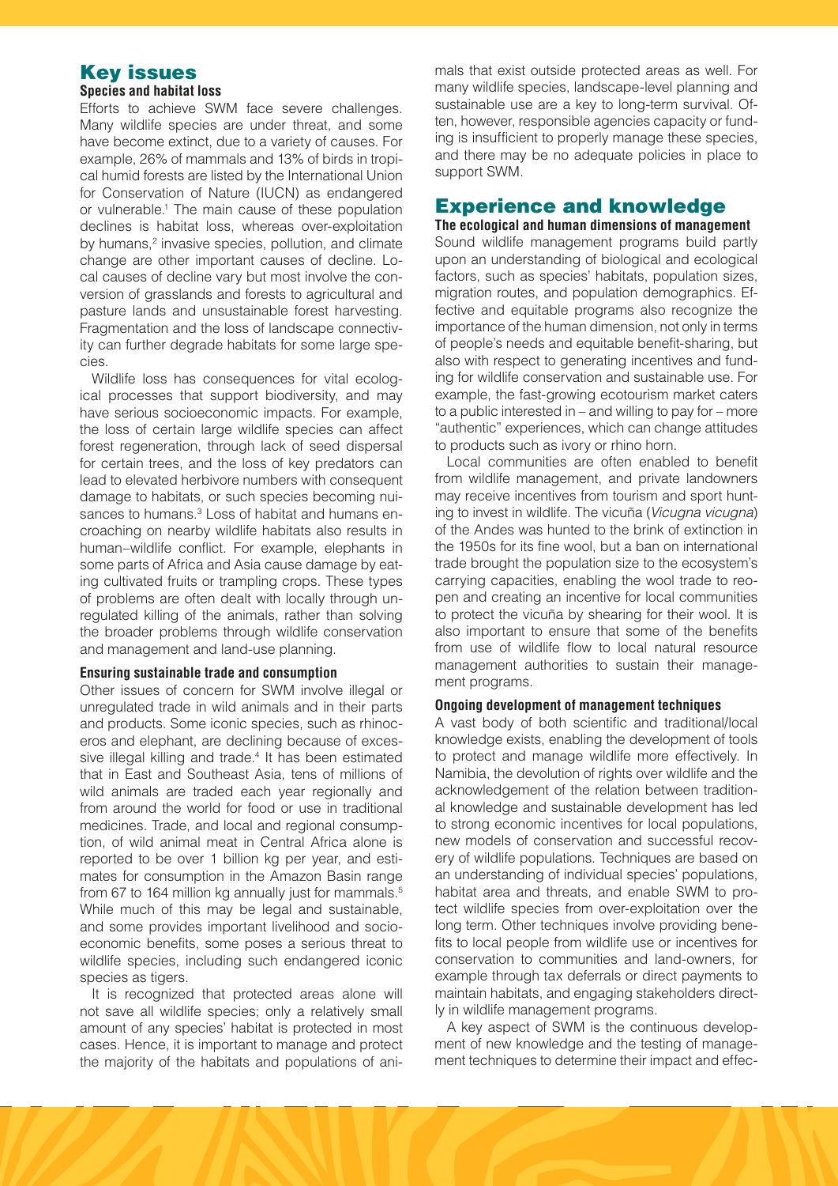## Key issues

### Species and habitat loss

Efforts to achieve SWM face severe challenges. Many wildlife species are under threat, and some have become extinct, due to a variety of causes. For example, 26% of mammals and 13% of birds in tropical humid forests are listed by the International Union for Conservation of Nature (IUCN) as endangered or vulnerable.[1] The main cause of these population declines is habitat loss, whereas over-exploitation by humans,[2] invasive species, pollution, and climate change are other important causes of decline. Local causes of decline vary but most involve the conversion of grasslands and forests to agricultural and pasture lands and unsustainable forest harvesting. Fragmentation and the loss of landscape connectivity can further degrade habitats for some large species.

Wildlife loss has consequences for vital ecological processes that support biodiversity, and may have serious socioeconomic impacts. For example, the loss of certain large wildlife species can affect forest regeneration, through lack of seed dispersal for certain trees, and the loss of key predators can lead to elevated herbivore numbers with consequent damage to habitats, or such species becoming nuisances to humans.[3] Loss of habitat and humans encroaching on nearby wildlife habitats also results in human–wildlife conflict. For example, elephants in some parts of Africa and Asia cause damage by eating cultivated fruits or trampling crops. These types of problems are often dealt with locally through unregulated killing of the animals, rather than solving the broader problems through wildlife conservation and management and land-use planning.

### Ensuring sustainable trade and consumption

Other issues of concern for SWM involve illegal or unregulated trade in wild animals and in their parts and products. Some iconic species, such as rhinoceros and elephant, are declining because of excessive illegal killing and trade.[4] It has been estimated that in East and Southeast Asia, tens of millions of wild animals are traded each year regionally and from around the world for food or use in traditional medicines. Trade, and local and regional consumption, of wild animal meat in Central Africa alone is reported to be over 1 billion kg per year, and estimates for consumption in the Amazon Basin range from 67 to 164 million kg annually just for mammals.[5] While much of this may be legal and sustainable, and some provides important livelihood and socioeconomic benefits, some poses a serious threat to wildlife species, including such endangered iconic species as tigers.

It is recognized that protected areas alone will not save all wildlife species; only a relatively small amount of any species' habitat is protected in most cases. Hence, it is important to manage and protect the majority of the habitats and populations of animals that exist outside protected areas as well. For many wildlife species, landscape-level planning and sustainable use are a key to long-term survival. Often, however, responsible agencies capacity or funding is insufficient to properly manage these species, and there may be no adequate policies in place to support SWM.

## Experience and knowledge

### The ecological and human dimensions of management

Sound wildlife management programs build partly upon an understanding of biological and ecological factors, such as species' habitats, population sizes, migration routes, and population demographics. Effective and equitable programs also recognize the importance of the human dimension, not only in terms of people's needs and equitable benefit-sharing, but also with respect to generating incentives and funding for wildlife conservation and sustainable use. For example, the fast-growing ecotourism market caters to a public interested in – and willing to pay for – more "authentic" experiences, which can change attitudes to products such as ivory or rhino horn.

Local communities are often enabled to benefit from wildlife management, and private landowners may receive incentives from tourism and sport hunting to invest in wildlife. The vicuña (*Vicugna vicugna*) of the Andes was hunted to the brink of extinction in the 1950s for its fine wool, but a ban on international trade brought the population size to the ecosystem's carrying capacities, enabling the wool trade to reopen and creating an incentive for local communities to protect the vicuña by shearing for their wool. It is also important to ensure that some of the benefits from use of wildlife flow to local natural resource management authorities to sustain their management programs.

### Ongoing development of management techniques

A vast body of both scientific and traditional/local knowledge exists, enabling the development of tools to protect and manage wildlife more effectively. In Namibia, the devolution of rights over wildlife and the acknowledgement of the relation between traditional knowledge and sustainable development has led to strong economic incentives for local populations, new models of conservation and successful recovery of wildlife populations. Techniques are based on an understanding of individual species' populations, habitat area and threats, and enable SWM to protect wildlife species from over-exploitation over the long term. Other techniques involve providing benefits to local people from wildlife use or incentives for conservation to communities and land-owners, for example through tax deferrals or direct payments to maintain habitats, and engaging stakeholders directly in wildlife management programs.

A key aspect of SWM is the continuous development of new knowledge and the testing of management techniques to determine their impact and effec-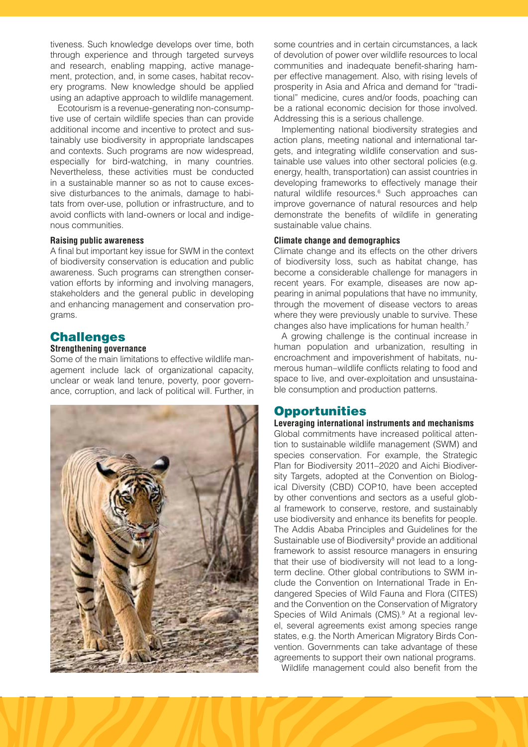tiveness. Such knowledge develops over time, both through experience and through targeted surveys and research, enabling mapping, active management, protection, and, in some cases, habitat recovery programs. New knowledge should be applied using an adaptive approach to wildlife management.

Ecotourism is a revenue-generating non-consumptive use of certain wildlife species than can provide additional income and incentive to protect and sustainably use biodiversity in appropriate landscapes and contexts. Such programs are now widespread, especially for bird-watching, in many countries. Nevertheless, these activities must be conducted in a sustainable manner so as not to cause excessive disturbances to the animals, damage to habitats from over-use, pollution or infrastructure, and to avoid conflicts with land-owners or local and indigenous communities.

#### Raising public awareness

A final but important key issue for SWM in the context of biodiversity conservation is education and public awareness. Such programs can strengthen conservation efforts by informing and involving managers, stakeholders and the general public in developing and enhancing management and conservation programs.

## Challenges

#### Strengthening governance

Some of the main limitations to effective wildlife management include lack of organizational capacity, unclear or weak land tenure, poverty, poor governance, corruption, and lack of political will. Further, in some countries and in certain circumstances, a lack of devolution of power over wildlife resources to local communities and inadequate benefit-sharing hamper effective management. Also, with rising levels of prosperity in Asia and Africa and demand for "traditional" medicine, cures and/or foods, poaching can be a rational economic decision for those involved. Addressing this is a serious challenge.

Implementing national biodiversity strategies and action plans, meeting national and international targets, and integrating wildlife conservation and sustainable use values into other sectoral policies (e.g. energy, health, transportation) can assist countries in developing frameworks to effectively manage their natural wildlife resources.[6] Such approaches can improve governance of natural resources and help demonstrate the benefits of wildlife in generating sustainable value chains.

#### Climate change and demographics

Climate change and its effects on the other drivers of biodiversity loss, such as habitat change, has become a considerable challenge for managers in recent years. For example, diseases are now appearing in animal populations that have no immunity, through the movement of disease vectors to areas where they were previously unable to survive. These changes also have implications for human health.[7]

A growing challenge is the continual increase in human population and urbanization, resulting in encroachment and impoverishment of habitats, numerous human–wildlife conflicts relating to food and space to live, and over-exploitation and unsustainable consumption and production patterns.

## Opportunities

#### Leveraging international instruments and mechanisms

Global commitments have increased political attention to sustainable wildlife management (SWM) and species conservation. For example, the Strategic Plan for Biodiversity 2011–2020 and Aichi Biodiversity Targets, adopted at the Convention on Biological Diversity (CBD) COP10, have been accepted by other conventions and sectors as a useful global framework to conserve, restore, and sustainably use biodiversity and enhance its benefits for people. The Addis Ababa Principles and Guidelines for the Sustainable use of Biodiversity[8] provide an additional framework to assist resource managers in ensuring that their use of biodiversity will not lead to a long-term decline. Other global contributions to SWM include the Convention on International Trade in Endangered Species of Wild Fauna and Flora (CITES) and the Convention on the Conservation of Migratory Species of Wild Animals (CMS).[9] At a regional level, several agreements exist among species range states, e.g. the North American Migratory Birds Convention. Governments can take advantage of these agreements to support their own national programs.

Wildlife management could also benefit from the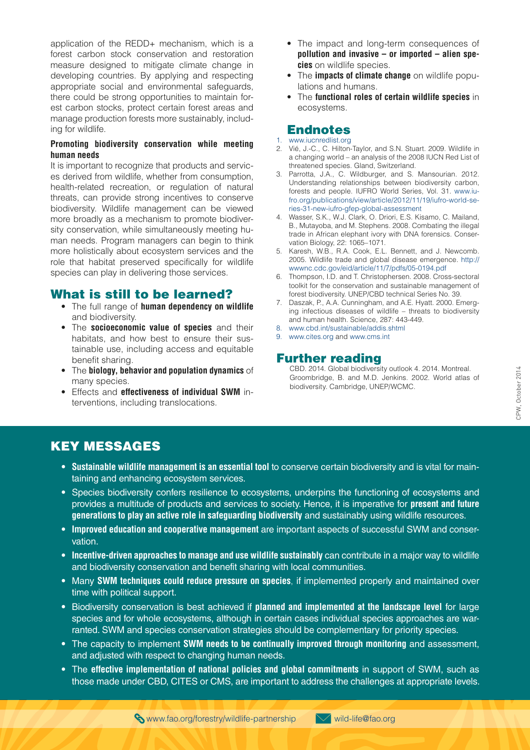application of the REDD+ mechanism, which is a forest carbon stock conservation and restoration measure designed to mitigate climate change in developing countries. By applying and respecting appropriate social and environmental safeguards, there could be strong opportunities to maintain forest carbon stocks, protect certain forest areas and manage production forests more sustainably, including for wildlife.

**Promoting biodiversity conservation while meeting human needs**

It is important to recognize that products and services derived from wildlife, whether from consumption, health-related recreation, or regulation of natural threats, can provide strong incentives to conserve biodiversity. Wildlife management can be viewed more broadly as a mechanism to promote biodiversity conservation, while simultaneously meeting human needs. Program managers can begin to think more holistically about ecosystem services and the role that habitat preserved specifically for wildlife species can play in delivering those services.

## What is still to be learned?

- The full range of **human dependency on wildlife** and biodiversity.
- The **socioeconomic value of species** and their habitats, and how best to ensure their sustainable use, including access and equitable benefit sharing.
- The **biology, behavior and population dynamics** of many species.
- Effects and **effectiveness of individual SWM** interventions, including translocations.
- The impact and long-term consequences of **pollution and invasive – or imported – alien species** on wildlife species.
- The **impacts of climate change** on wildlife populations and humans.
- The **functional roles of certain wildlife species** in ecosystems.

## Endnotes

1. www.iucnredlist.org
2. Vié, J.-C., C. Hilton-Taylor, and S.N. Stuart. 2009. Wildlife in a changing world – an analysis of the 2008 IUCN Red List of threatened species. Gland, Switzerland.
3. Parrotta, J.A., C. Wildburger, and S. Mansourian. 2012. Understanding relationships between biodiversity carbon, forests and people. IUFRO World Series, Vol. 31. www.iufro.org/publications/view/article/2012/11/19/iufro-world-series-31-new-iufro-gfep-global-assessment
4. Wasser, S.K., W.J. Clark, O. Driori, E.S. Kisamo, C. Mailand, B., Mutayoba, and M. Stephens. 2008. Combating the illegal trade in African elephant ivory with DNA forensics. Conservation Biology, 22: 1065–1071.
5. Karesh, W.B., R.A. Cook, E.L. Bennett, and J. Newcomb. 2005. Wildlife trade and global disease emergence. http://wwwnc.cdc.gov/eid/article/11/7/pdfs/05-0194.pdf
6. Thompson, I.D. and T. Christophersen. 2008. Cross-sectoral toolkit for the conservation and sustainable management of forest biodiversity. UNEP/CBD technical Series No. 39.
7. Daszak, P., A.A. Cunningham, and A.E. Hyatt. 2000. Emerging infectious diseases of wildlife – threats to biodiversity and human health. Science, 287: 443-449.
8. www.cbd.int/sustainable/addis.shtml
9. www.cites.org and www.cms.int

## Further reading

CBD. 2014. Global biodiversity outlook 4. 2014. Montreal.
Groombridge, B. and M.D. Jenkins. 2002. World atlas of biodiversity. Cambridge, UNEP/WCMC.

CPW, October 2014

## KEY MESSAGES

- **Sustainable wildlife management is an essential tool** to conserve certain biodiversity and is vital for maintaining and enhancing ecosystem services.
- Species biodiversity confers resilience to ecosystems, underpins the functioning of ecosystems and provides a multitude of products and services to society. Hence, it is imperative for **present and future generations to play an active role in safeguarding biodiversity** and sustainably using wildlife resources.
- **Improved education and cooperative management** are important aspects of successful SWM and conservation.
- **Incentive-driven approaches to manage and use wildlife sustainably** can contribute in a major way to wildlife and biodiversity conservation and benefit sharing with local communities.
- Many **SWM techniques could reduce pressure on species**, if implemented properly and maintained over time with political support.
- Biodiversity conservation is best achieved if **planned and implemented at the landscape level** for large species and for whole ecosystems, although in certain cases individual species approaches are warranted. SWM and species conservation strategies should be complementary for priority species.
- The capacity to implement **SWM needs to be continually improved through monitoring** and assessment, and adjusted with respect to changing human needs.
- The **effective implementation of national policies and global commitments** in support of SWM, such as those made under CBD, CITES or CMS, are important to address the challenges at appropriate levels.

www.fao.org/forestry/wildlife-partnership wild-life@fao.org